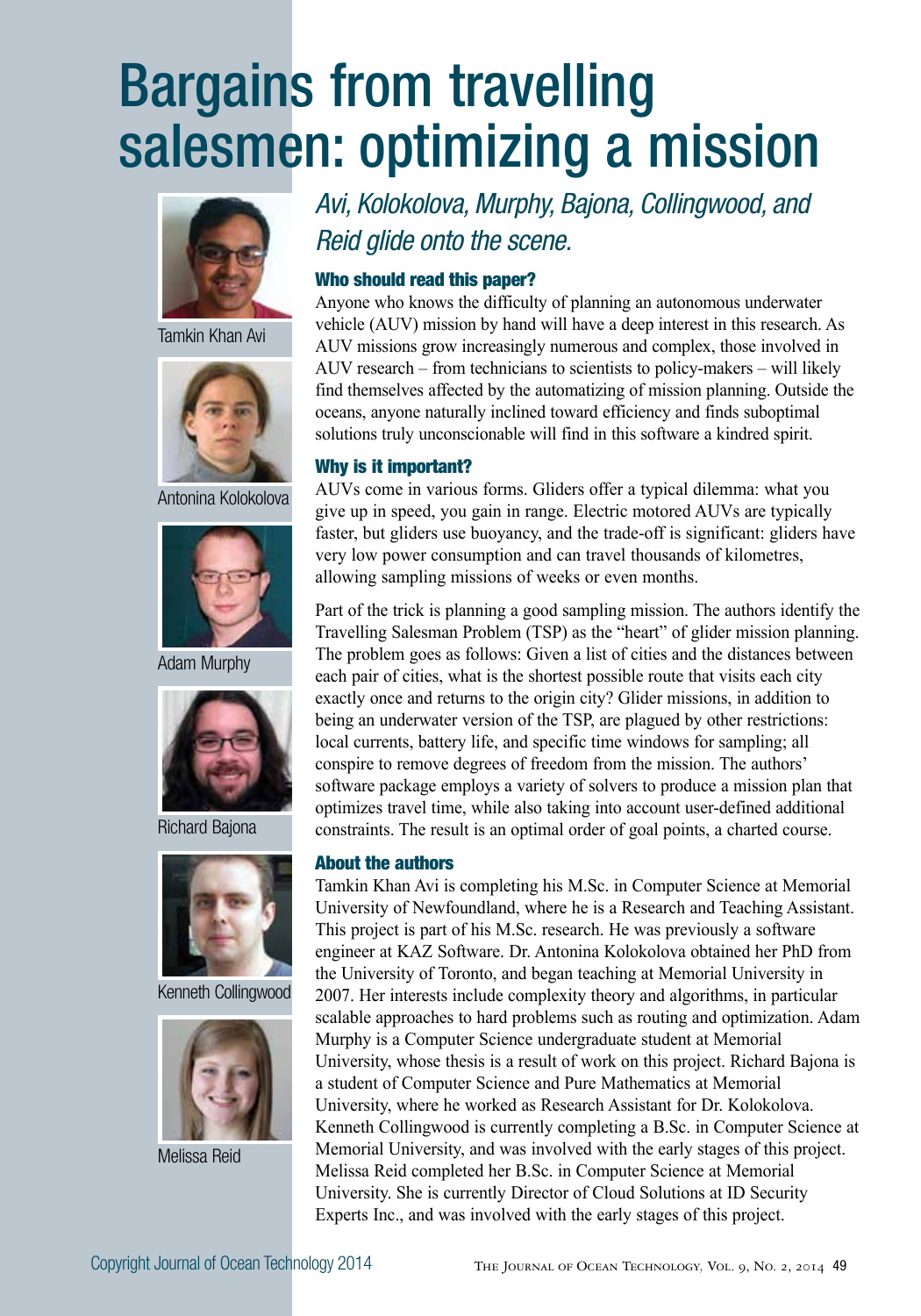# Bargains from travelling salesmen: optimizing a mission

Tamkin Khan Avi

Antonina Kolokolova

Adam Murphy

Richard Bajona

Kenneth Collingwood

Melissa Reid

*Avi, Kolokolova, Murphy, Bajona, Collingwood, and Reid glide onto the scene.*

### Who should read this paper?

Anyone who knows the difficulty of planning an autonomous underwater vehicle (AUV) mission by hand will have a deep interest in this research. As AUV missions grow increasingly numerous and complex, those involved in AUV research – from technicians to scientists to policy-makers – will likely find themselves affected by the automatizing of mission planning. Outside the oceans, anyone naturally inclined toward efficiency and finds suboptimal solutions truly unconscionable will find in this software a kindred spirit.

### Why is it important?

AUVs come in various forms. Gliders offer a typical dilemma: what you give up in speed, you gain in range. Electric motored AUVs are typically faster, but gliders use buoyancy, and the trade-off is significant: gliders have very low power consumption and can travel thousands of kilometres, allowing sampling missions of weeks or even months.

Part of the trick is planning a good sampling mission. The authors identify the Travelling Salesman Problem (TSP) as the "heart" of glider mission planning. The problem goes as follows: Given a list of cities and the distances between each pair of cities, what is the shortest possible route that visits each city exactly once and returns to the origin city? Glider missions, in addition to being an underwater version of the TSP, are plagued by other restrictions: local currents, battery life, and specific time windows for sampling; all conspire to remove degrees of freedom from the mission. The authors' software package employs a variety of solvers to produce a mission plan that optimizes travel time, while also taking into account user-defined additional constraints. The result is an optimal order of goal points, a charted course.

### About the authors

Tamkin Khan Avi is completing his M.Sc. in Computer Science at Memorial University of Newfoundland, where he is a Research and Teaching Assistant. This project is part of his M.Sc. research. He was previously a software engineer at KAZ Software. Dr. Antonina Kolokolova obtained her PhD from the University of Toronto, and began teaching at Memorial University in 2007. Her interests include complexity theory and algorithms, in particular scalable approaches to hard problems such as routing and optimization. Adam Murphy is a Computer Science undergraduate student at Memorial University, whose thesis is a result of work on this project. Richard Bajona is a student of Computer Science and Pure Mathematics at Memorial University, where he worked as Research Assistant for Dr. Kolokolova. Kenneth Collingwood is currently completing a B.Sc. in Computer Science at Memorial University, and was involved with the early stages of this project. Melissa Reid completed her B.Sc. in Computer Science at Memorial University. She is currently Director of Cloud Solutions at ID Security Experts Inc., and was involved with the early stages of this project.

Copyright Journal of Ocean Technology 2014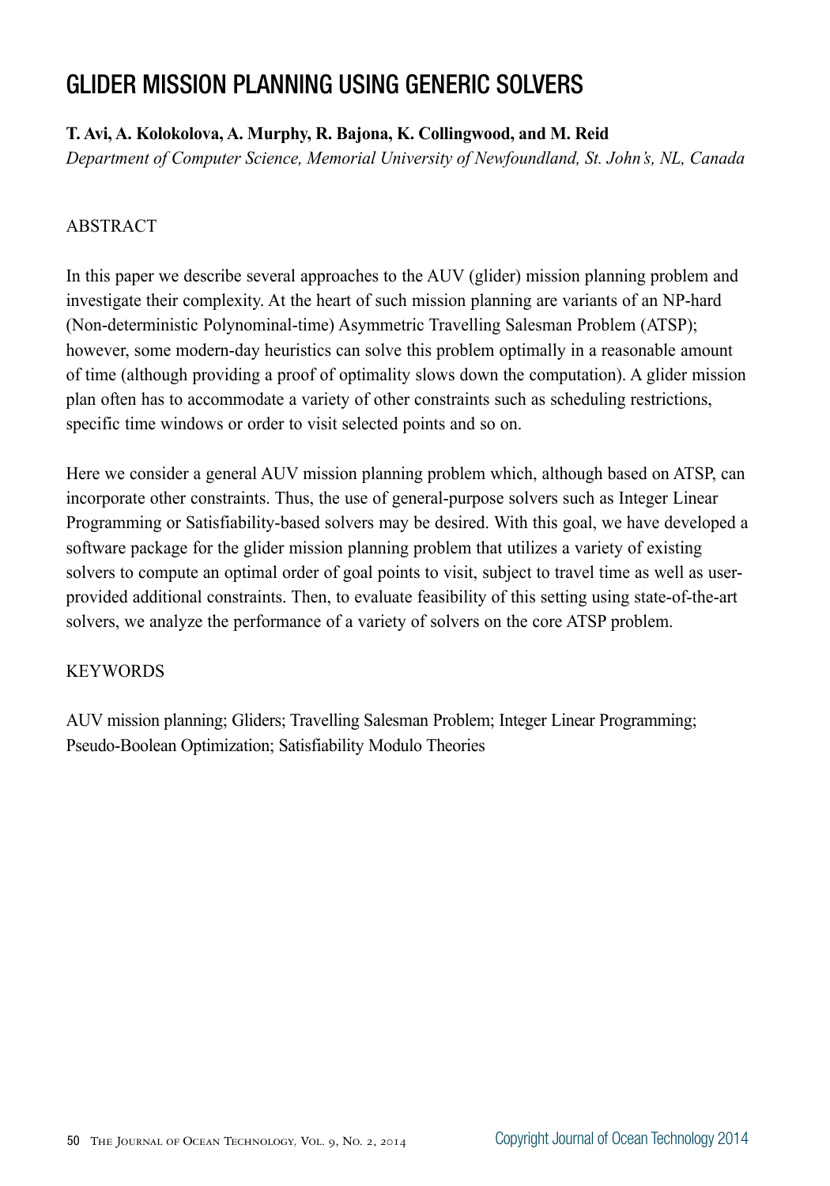# GLIDER MISSION PLANNING USING GENERIC SOLVERS

**T. Avi, A. Kolokolova, A. Murphy, R. Bajona, K. Collingwood, and M. Reid**

*Department of Computer Science, Memorial University of Newfoundland, St. John's, NL, Canada*

## ABSTRACT

In this paper we describe several approaches to the AUV (glider) mission planning problem and investigate their complexity. At the heart of such mission planning are variants of an NP-hard (Non-deterministic Polynominal-time) Asymmetric Travelling Salesman Problem (ATSP); however, some modern-day heuristics can solve this problem optimally in a reasonable amount of time (although providing a proof of optimality slows down the computation). A glider mission plan often has to accommodate a variety of other constraints such as scheduling restrictions, specific time windows or order to visit selected points and so on.

Here we consider a general AUV mission planning problem which, although based on ATSP, can incorporate other constraints. Thus, the use of general-purpose solvers such as Integer Linear Programming or Satisfiability-based solvers may be desired. With this goal, we have developed a software package for the glider mission planning problem that utilizes a variety of existing solvers to compute an optimal order of goal points to visit, subject to travel time as well as user-provided additional constraints. Then, to evaluate feasibility of this setting using state-of-the-art solvers, we analyze the performance of a variety of solvers on the core ATSP problem.

## KEYWORDS

AUV mission planning; Gliders; Travelling Salesman Problem; Integer Linear Programming; Pseudo-Boolean Optimization; Satisfiability Modulo Theories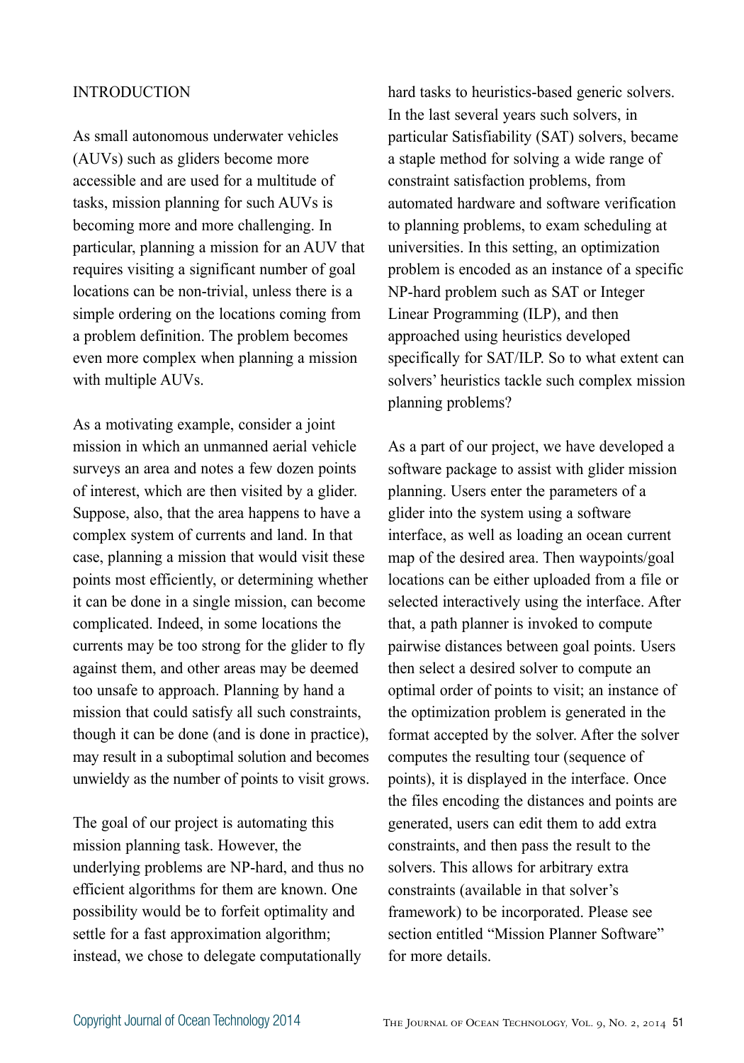## INTRODUCTION

As small autonomous underwater vehicles (AUVs) such as gliders become more accessible and are used for a multitude of tasks, mission planning for such AUVs is becoming more and more challenging. In particular, planning a mission for an AUV that requires visiting a significant number of goal locations can be non-trivial, unless there is a simple ordering on the locations coming from a problem definition. The problem becomes even more complex when planning a mission with multiple AUVs.

As a motivating example, consider a joint mission in which an unmanned aerial vehicle surveys an area and notes a few dozen points of interest, which are then visited by a glider. Suppose, also, that the area happens to have a complex system of currents and land. In that case, planning a mission that would visit these points most efficiently, or determining whether it can be done in a single mission, can become complicated. Indeed, in some locations the currents may be too strong for the glider to fly against them, and other areas may be deemed too unsafe to approach. Planning by hand a mission that could satisfy all such constraints, though it can be done (and is done in practice), may result in a suboptimal solution and becomes unwieldy as the number of points to visit grows.

The goal of our project is automating this mission planning task. However, the underlying problems are NP-hard, and thus no efficient algorithms for them are known. One possibility would be to forfeit optimality and settle for a fast approximation algorithm; instead, we chose to delegate computationally hard tasks to heuristics-based generic solvers. In the last several years such solvers, in particular Satisfiability (SAT) solvers, became a staple method for solving a wide range of constraint satisfaction problems, from automated hardware and software verification to planning problems, to exam scheduling at universities. In this setting, an optimization problem is encoded as an instance of a specific NP-hard problem such as SAT or Integer Linear Programming (ILP), and then approached using heuristics developed specifically for SAT/ILP. So to what extent can solvers' heuristics tackle such complex mission planning problems?

As a part of our project, we have developed a software package to assist with glider mission planning. Users enter the parameters of a glider into the system using a software interface, as well as loading an ocean current map of the desired area. Then waypoints/goal locations can be either uploaded from a file or selected interactively using the interface. After that, a path planner is invoked to compute pairwise distances between goal points. Users then select a desired solver to compute an optimal order of points to visit; an instance of the optimization problem is generated in the format accepted by the solver. After the solver computes the resulting tour (sequence of points), it is displayed in the interface. Once the files encoding the distances and points are generated, users can edit them to add extra constraints, and then pass the result to the solvers. This allows for arbitrary extra constraints (available in that solver's framework) to be incorporated. Please see section entitled "Mission Planner Software" for more details.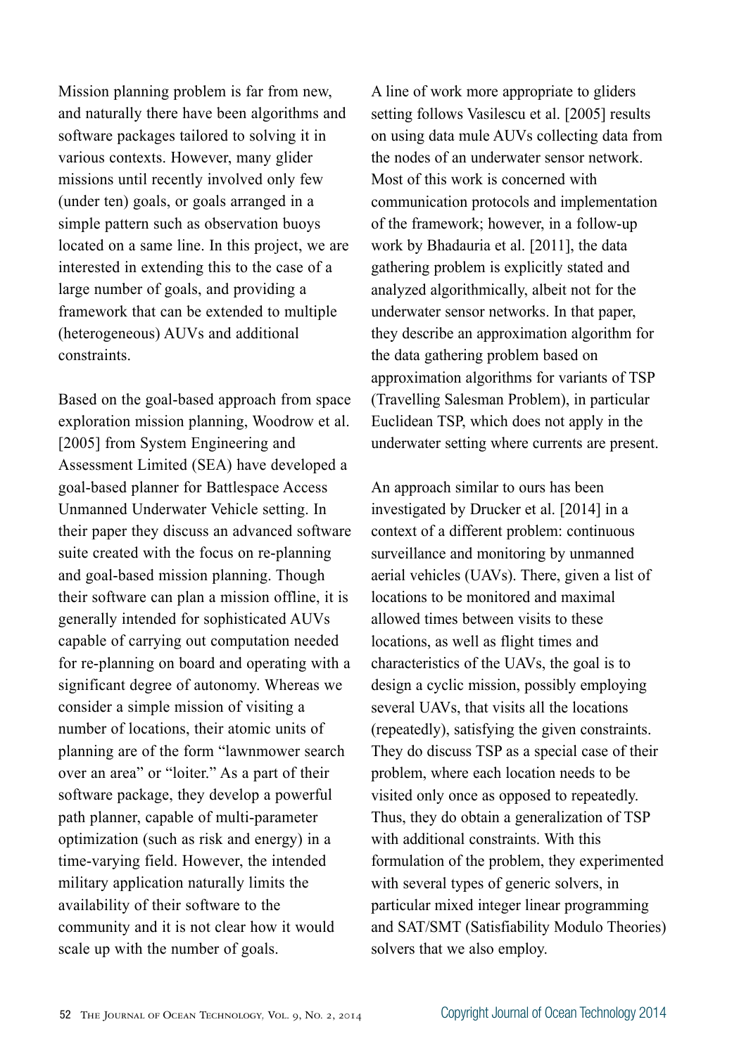Mission planning problem is far from new, and naturally there have been algorithms and software packages tailored to solving it in various contexts. However, many glider missions until recently involved only few (under ten) goals, or goals arranged in a simple pattern such as observation buoys located on a same line. In this project, we are interested in extending this to the case of a large number of goals, and providing a framework that can be extended to multiple (heterogeneous) AUVs and additional constraints.

Based on the goal-based approach from space exploration mission planning, Woodrow et al. [2005] from System Engineering and Assessment Limited (SEA) have developed a goal-based planner for Battlespace Access Unmanned Underwater Vehicle setting. In their paper they discuss an advanced software suite created with the focus on re-planning and goal-based mission planning. Though their software can plan a mission offline, it is generally intended for sophisticated AUVs capable of carrying out computation needed for re-planning on board and operating with a significant degree of autonomy. Whereas we consider a simple mission of visiting a number of locations, their atomic units of planning are of the form "lawnmower search over an area" or "loiter." As a part of their software package, they develop a powerful path planner, capable of multi-parameter optimization (such as risk and energy) in a time-varying field. However, the intended military application naturally limits the availability of their software to the community and it is not clear how it would scale up with the number of goals.

A line of work more appropriate to gliders setting follows Vasilescu et al. [2005] results on using data mule AUVs collecting data from the nodes of an underwater sensor network. Most of this work is concerned with communication protocols and implementation of the framework; however, in a follow-up work by Bhadauria et al. [2011], the data gathering problem is explicitly stated and analyzed algorithmically, albeit not for the underwater sensor networks. In that paper, they describe an approximation algorithm for the data gathering problem based on approximation algorithms for variants of TSP (Travelling Salesman Problem), in particular Euclidean TSP, which does not apply in the underwater setting where currents are present.

An approach similar to ours has been investigated by Drucker et al. [2014] in a context of a different problem: continuous surveillance and monitoring by unmanned aerial vehicles (UAVs). There, given a list of locations to be monitored and maximal allowed times between visits to these locations, as well as flight times and characteristics of the UAVs, the goal is to design a cyclic mission, possibly employing several UAVs, that visits all the locations (repeatedly), satisfying the given constraints. They do discuss TSP as a special case of their problem, where each location needs to be visited only once as opposed to repeatedly. Thus, they do obtain a generalization of TSP with additional constraints. With this formulation of the problem, they experimented with several types of generic solvers, in particular mixed integer linear programming and SAT/SMT (Satisfiability Modulo Theories) solvers that we also employ.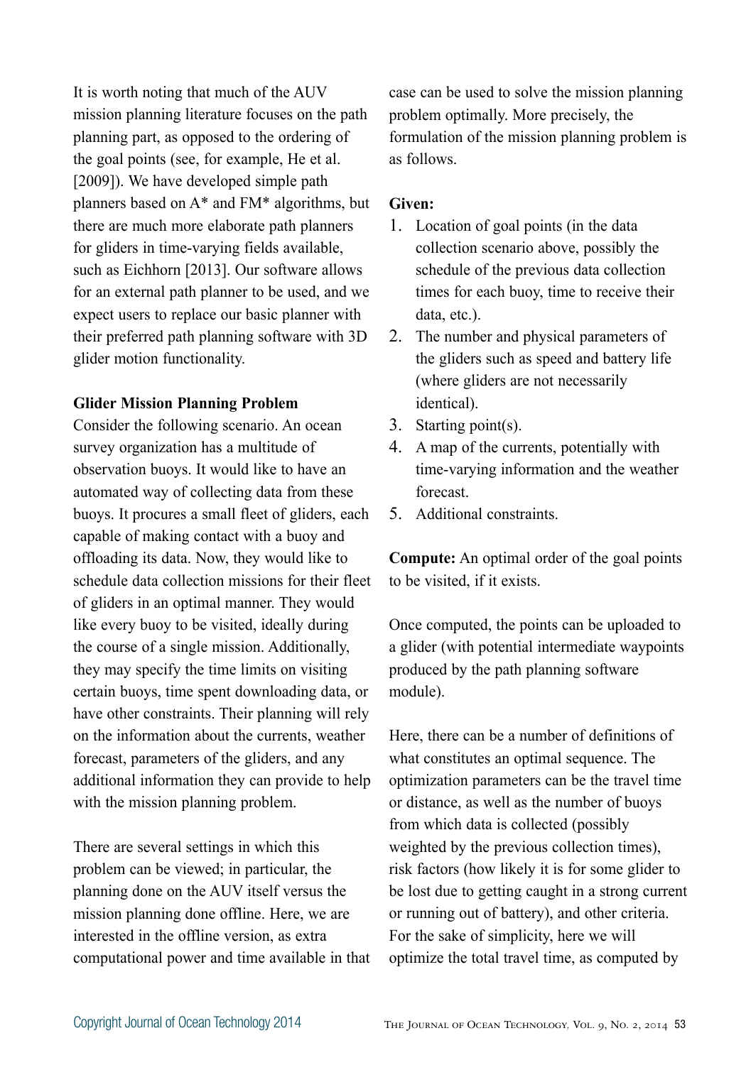It is worth noting that much of the AUV mission planning literature focuses on the path planning part, as opposed to the ordering of the goal points (see, for example, He et al. [2009]). We have developed simple path planners based on A* and FM* algorithms, but there are much more elaborate path planners for gliders in time-varying fields available, such as Eichhorn [2013]. Our software allows for an external path planner to be used, and we expect users to replace our basic planner with their preferred path planning software with 3D glider motion functionality.

## Glider Mission Planning Problem

Consider the following scenario. An ocean survey organization has a multitude of observation buoys. It would like to have an automated way of collecting data from these buoys. It procures a small fleet of gliders, each capable of making contact with a buoy and offloading its data. Now, they would like to schedule data collection missions for their fleet of gliders in an optimal manner. They would like every buoy to be visited, ideally during the course of a single mission. Additionally, they may specify the time limits on visiting certain buoys, time spent downloading data, or have other constraints. Their planning will rely on the information about the currents, weather forecast, parameters of the gliders, and any additional information they can provide to help with the mission planning problem.

There are several settings in which this problem can be viewed; in particular, the planning done on the AUV itself versus the mission planning done offline. Here, we are interested in the offline version, as extra computational power and time available in that case can be used to solve the mission planning problem optimally. More precisely, the formulation of the mission planning problem is as follows.

**Given:**

1. Location of goal points (in the data collection scenario above, possibly the schedule of the previous data collection times for each buoy, time to receive their data, etc.).
2. The number and physical parameters of the gliders such as speed and battery life (where gliders are not necessarily identical).
3. Starting point(s).
4. A map of the currents, potentially with time-varying information and the weather forecast.
5. Additional constraints.

**Compute:** An optimal order of the goal points to be visited, if it exists.

Once computed, the points can be uploaded to a glider (with potential intermediate waypoints produced by the path planning software module).

Here, there can be a number of definitions of what constitutes an optimal sequence. The optimization parameters can be the travel time or distance, as well as the number of buoys from which data is collected (possibly weighted by the previous collection times), risk factors (how likely it is for some glider to be lost due to getting caught in a strong current or running out of battery), and other criteria. For the sake of simplicity, here we will optimize the total travel time, as computed by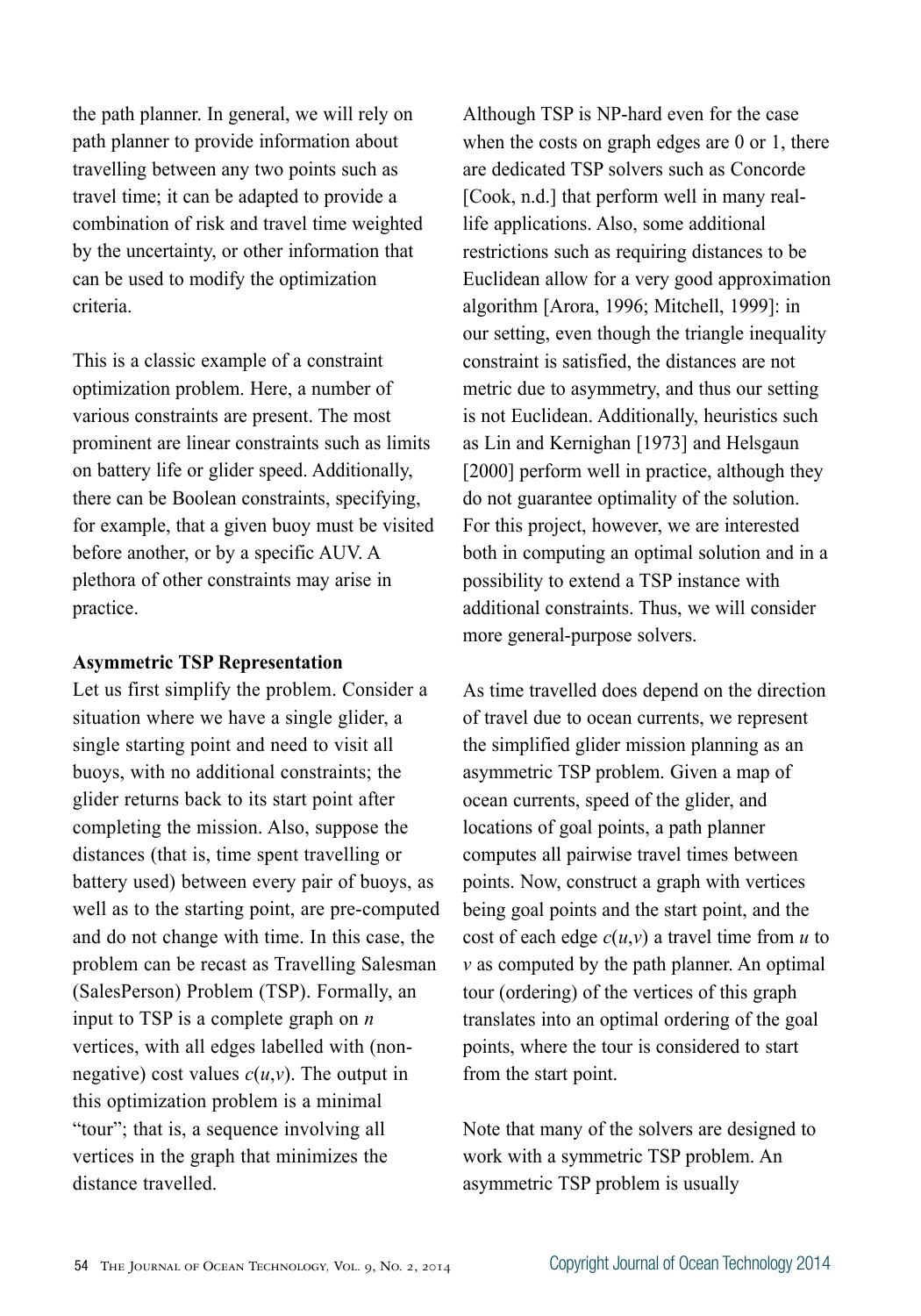the path planner. In general, we will rely on path planner to provide information about travelling between any two points such as travel time; it can be adapted to provide a combination of risk and travel time weighted by the uncertainty, or other information that can be used to modify the optimization criteria.

This is a classic example of a constraint optimization problem. Here, a number of various constraints are present. The most prominent are linear constraints such as limits on battery life or glider speed. Additionally, there can be Boolean constraints, specifying, for example, that a given buoy must be visited before another, or by a specific AUV. A plethora of other constraints may arise in practice.

**Asymmetric TSP Representation**

Let us first simplify the problem. Consider a situation where we have a single glider, a single starting point and need to visit all buoys, with no additional constraints; the glider returns back to its start point after completing the mission. Also, suppose the distances (that is, time spent travelling or battery used) between every pair of buoys, as well as to the starting point, are pre-computed and do not change with time. In this case, the problem can be recast as Travelling Salesman (SalesPerson) Problem (TSP). Formally, an input to TSP is a complete graph on $n$ vertices, with all edges labelled with (non-negative) cost values $c(u,v)$. The output in this optimization problem is a minimal "tour"; that is, a sequence involving all vertices in the graph that minimizes the distance travelled.

Although TSP is NP-hard even for the case when the costs on graph edges are 0 or 1, there are dedicated TSP solvers such as Concorde [Cook, n.d.] that perform well in many real-life applications. Also, some additional restrictions such as requiring distances to be Euclidean allow for a very good approximation algorithm [Arora, 1996; Mitchell, 1999]: in our setting, even though the triangle inequality constraint is satisfied, the distances are not metric due to asymmetry, and thus our setting is not Euclidean. Additionally, heuristics such as Lin and Kernighan [1973] and Helsgaun [2000] perform well in practice, although they do not guarantee optimality of the solution. For this project, however, we are interested both in computing an optimal solution and in a possibility to extend a TSP instance with additional constraints. Thus, we will consider more general-purpose solvers.

As time travelled does depend on the direction of travel due to ocean currents, we represent the simplified glider mission planning as an asymmetric TSP problem. Given a map of ocean currents, speed of the glider, and locations of goal points, a path planner computes all pairwise travel times between points. Now, construct a graph with vertices being goal points and the start point, and the cost of each edge $c(u,v)$ a travel time from $u$ to $v$ as computed by the path planner. An optimal tour (ordering) of the vertices of this graph translates into an optimal ordering of the goal points, where the tour is considered to start from the start point.

Note that many of the solvers are designed to work with a symmetric TSP problem. An asymmetric TSP problem is usually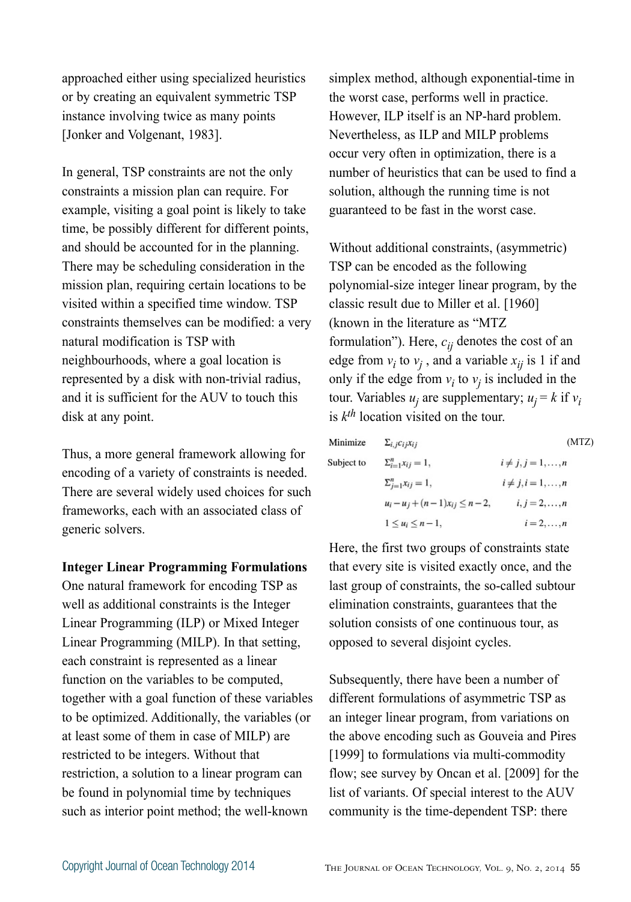approached either using specialized heuristics or by creating an equivalent symmetric TSP instance involving twice as many points [Jonker and Volgenant, 1983].

In general, TSP constraints are not the only constraints a mission plan can require. For example, visiting a goal point is likely to take time, be possibly different for different points, and should be accounted for in the planning. There may be scheduling consideration in the mission plan, requiring certain locations to be visited within a specified time window. TSP constraints themselves can be modified: a very natural modification is TSP with neighbourhoods, where a goal location is represented by a disk with non-trivial radius, and it is sufficient for the AUV to touch this disk at any point.

Thus, a more general framework allowing for encoding of a variety of constraints is needed. There are several widely used choices for such frameworks, each with an associated class of generic solvers.

**Integer Linear Programming Formulations**

One natural framework for encoding TSP as well as additional constraints is the Integer Linear Programming (ILP) or Mixed Integer Linear Programming (MILP). In that setting, each constraint is represented as a linear function on the variables to be computed, together with a goal function of these variables to be optimized. Additionally, the variables (or at least some of them in case of MILP) are restricted to be integers. Without that restriction, a solution to a linear program can be found in polynomial time by techniques such as interior point method; the well-known simplex method, although exponential-time in the worst case, performs well in practice. However, ILP itself is an NP-hard problem. Nevertheless, as ILP and MILP problems occur very often in optimization, there is a number of heuristics that can be used to find a solution, although the running time is not guaranteed to be fast in the worst case.

Without additional constraints, (asymmetric) TSP can be encoded as the following polynomial-size integer linear program, by the classic result due to Miller et al. [1960] (known in the literature as "MTZ formulation"). Here, $c_{ij}$ denotes the cost of an edge from $v_i$ to $v_j$, and a variable $x_{ij}$ is 1 if and only if the edge from $v_i$ to $v_j$ is included in the tour. Variables $u_j$ are supplementary; $u_j = k$ if $v_i$ is $k^{th}$ location visited on the tour.

$$
\begin{array}{lll}
\text{Minimize} & \Sigma_{i,j} c_{ij} x_{ij} & \text{(MTZ)} \\
\text{Subject to} & \Sigma_{i=1}^{n} x_{ij} = 1, & i \neq j, j = 1, \ldots, n \\
 & \Sigma_{j=1}^{n} x_{ij} = 1, & i \neq j, i = 1, \ldots, n \\
 & u_i - u_j + (n-1) x_{ij} \leq n-2, & i, j = 2, \ldots, n \\
 & 1 \leq u_i \leq n-1, & i = 2, \ldots, n
\end{array}
$$

Here, the first two groups of constraints state that every site is visited exactly once, and the last group of constraints, the so-called subtour elimination constraints, guarantees that the solution consists of one continuous tour, as opposed to several disjoint cycles.

Subsequently, there have been a number of different formulations of asymmetric TSP as an integer linear program, from variations on the above encoding such as Gouveia and Pires [1999] to formulations via multi-commodity flow; see survey by Oncan et al. [2009] for the list of variants. Of special interest to the AUV community is the time-dependent TSP: there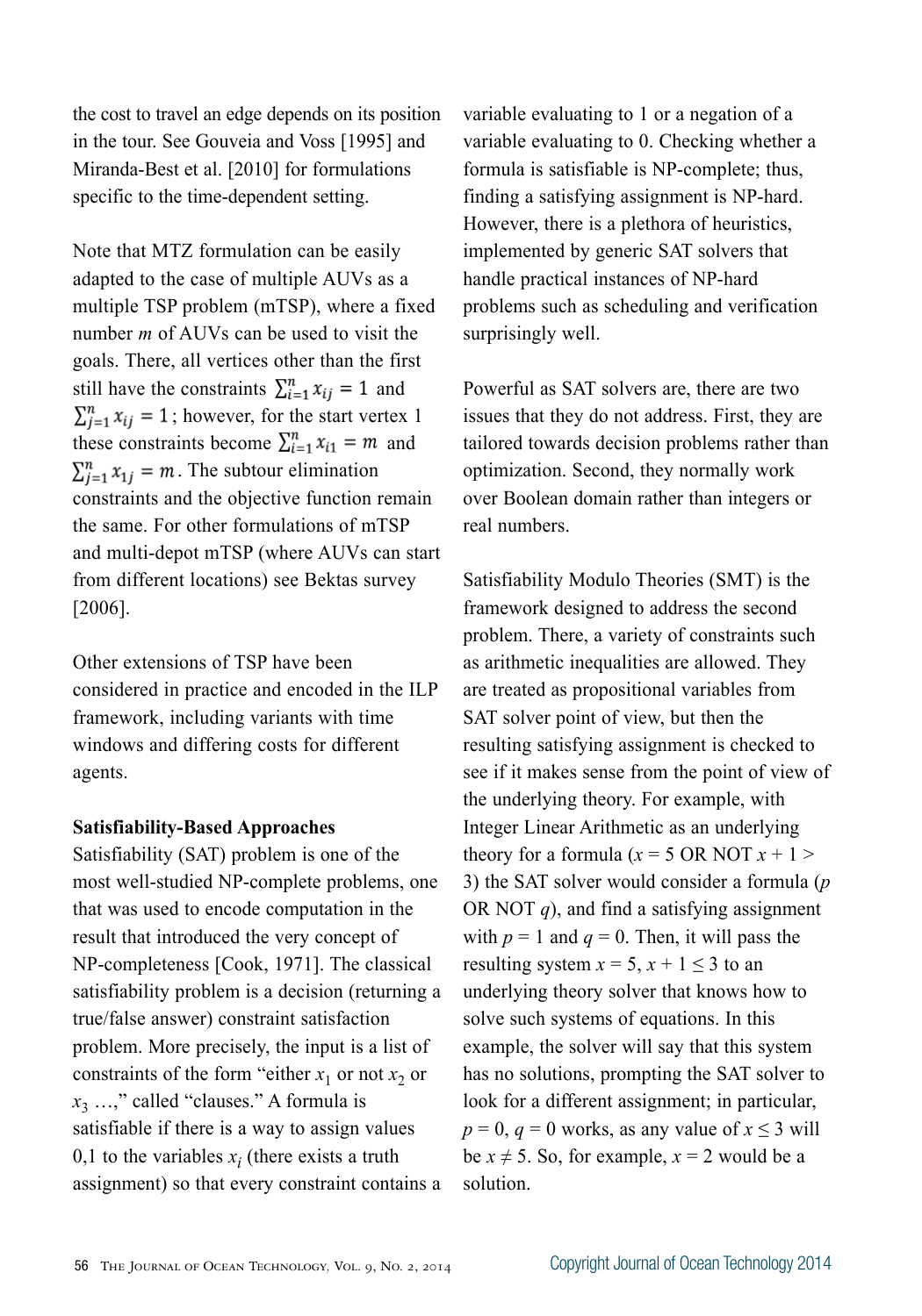the cost to travel an edge depends on its position in the tour. See Gouveia and Voss [1995] and Miranda-Best et al. [2010] for formulations specific to the time-dependent setting.

Note that MTZ formulation can be easily adapted to the case of multiple AUVs as a multiple TSP problem (mTSP), where a fixed number $m$ of AUVs can be used to visit the goals. There, all vertices other than the first still have the constraints $\sum_{i=1}^{n} x_{ij} = 1$ and $\sum_{j=1}^{n} x_{ij} = 1$; however, for the start vertex 1 these constraints become $\sum_{i=1}^{n} x_{i1} = m$ and $\sum_{j=1}^{n} x_{1j} = m$. The subtour elimination constraints and the objective function remain the same. For other formulations of mTSP and multi-depot mTSP (where AUVs can start from different locations) see Bektas survey [2006].

Other extensions of TSP have been considered in practice and encoded in the ILP framework, including variants with time windows and differing costs for different agents.

**Satisfiability-Based Approaches**

Satisfiability (SAT) problem is one of the most well-studied NP-complete problems, one that was used to encode computation in the result that introduced the very concept of NP-completeness [Cook, 1971]. The classical satisfiability problem is a decision (returning a true/false answer) constraint satisfaction problem. More precisely, the input is a list of constraints of the form "either $x_1$ or not $x_2$ or $x_3$ …," called "clauses." A formula is satisfiable if there is a way to assign values 0,1 to the variables $x_i$ (there exists a truth assignment) so that every constraint contains a variable evaluating to 1 or a negation of a variable evaluating to 0. Checking whether a formula is satisfiable is NP-complete; thus, finding a satisfying assignment is NP-hard. However, there is a plethora of heuristics, implemented by generic SAT solvers that handle practical instances of NP-hard problems such as scheduling and verification surprisingly well.

Powerful as SAT solvers are, there are two issues that they do not address. First, they are tailored towards decision problems rather than optimization. Second, they normally work over Boolean domain rather than integers or real numbers.

Satisfiability Modulo Theories (SMT) is the framework designed to address the second problem. There, a variety of constraints such as arithmetic inequalities are allowed. They are treated as propositional variables from SAT solver point of view, but then the resulting satisfying assignment is checked to see if it makes sense from the point of view of the underlying theory. For example, with Integer Linear Arithmetic as an underlying theory for a formula ($x = 5$ OR NOT $x + 1 > 3$) the SAT solver would consider a formula ($p$ OR NOT $q$), and find a satisfying assignment with $p = 1$ and $q = 0$. Then, it will pass the resulting system $x = 5$, $x + 1 \leq 3$ to an underlying theory solver that knows how to solve such systems of equations. In this example, the solver will say that this system has no solutions, prompting the SAT solver to look for a different assignment; in particular, $p = 0$, $q = 0$ works, as any value of $x \leq 3$ will be $x \neq 5$. So, for example, $x = 2$ would be a solution.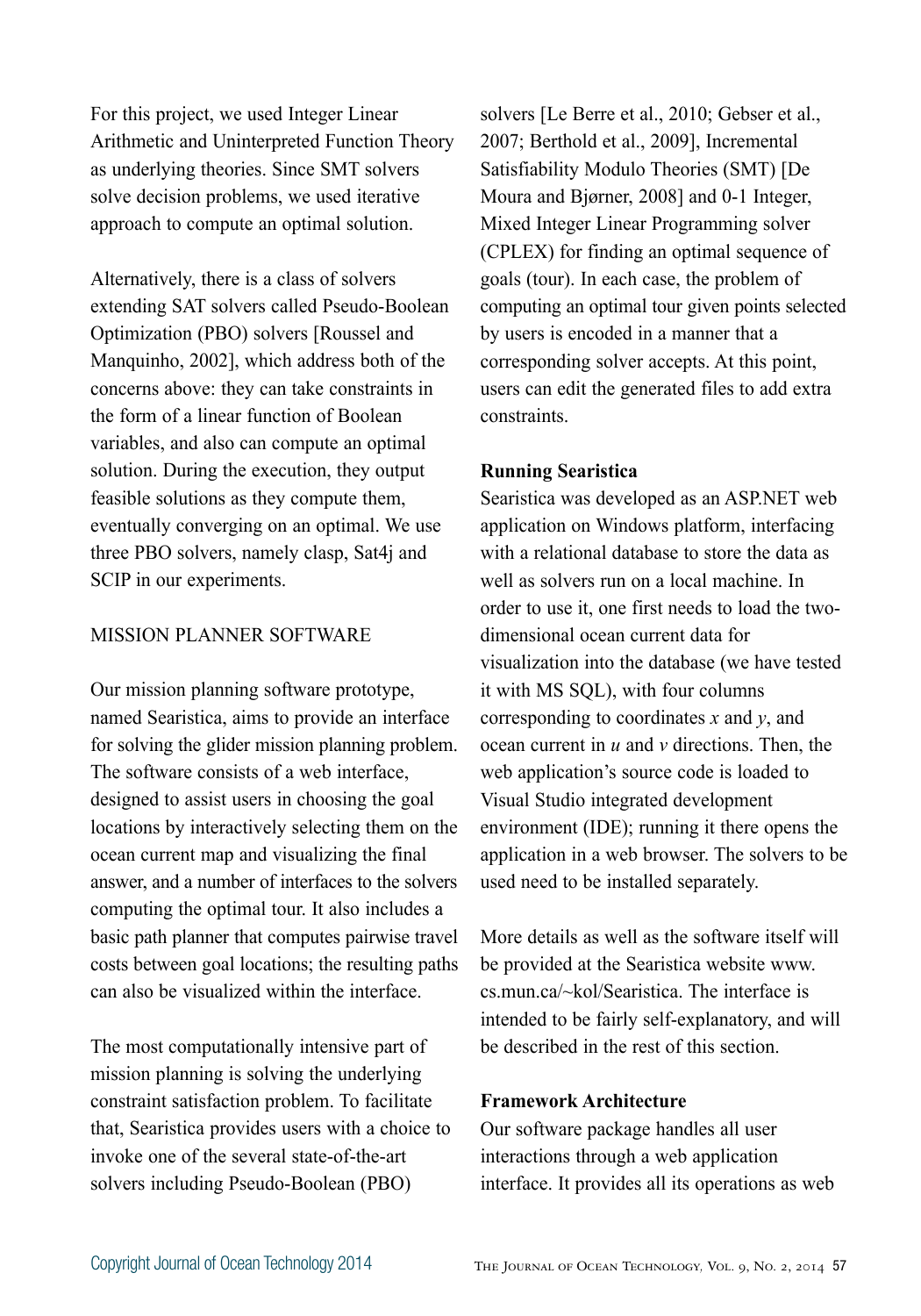For this project, we used Integer Linear Arithmetic and Uninterpreted Function Theory as underlying theories. Since SMT solvers solve decision problems, we used iterative approach to compute an optimal solution.

Alternatively, there is a class of solvers extending SAT solvers called Pseudo-Boolean Optimization (PBO) solvers [Roussel and Manquinho, 2002], which address both of the concerns above: they can take constraints in the form of a linear function of Boolean variables, and also can compute an optimal solution. During the execution, they output feasible solutions as they compute them, eventually converging on an optimal. We use three PBO solvers, namely clasp, Sat4j and SCIP in our experiments.

## MISSION PLANNER SOFTWARE

Our mission planning software prototype, named Searistica, aims to provide an interface for solving the glider mission planning problem. The software consists of a web interface, designed to assist users in choosing the goal locations by interactively selecting them on the ocean current map and visualizing the final answer, and a number of interfaces to the solvers computing the optimal tour. It also includes a basic path planner that computes pairwise travel costs between goal locations; the resulting paths can also be visualized within the interface.

The most computationally intensive part of mission planning is solving the underlying constraint satisfaction problem. To facilitate that, Searistica provides users with a choice to invoke one of the several state-of-the-art solvers including Pseudo-Boolean (PBO) solvers [Le Berre et al., 2010; Gebser et al., 2007; Berthold et al., 2009], Incremental Satisfiability Modulo Theories (SMT) [De Moura and Bjørner, 2008] and 0-1 Integer, Mixed Integer Linear Programming solver (CPLEX) for finding an optimal sequence of goals (tour). In each case, the problem of computing an optimal tour given points selected by users is encoded in a manner that a corresponding solver accepts. At this point, users can edit the generated files to add extra constraints.

### Running Searistica

Searistica was developed as an ASP.NET web application on Windows platform, interfacing with a relational database to store the data as well as solvers run on a local machine. In order to use it, one first needs to load the two-dimensional ocean current data for visualization into the database (we have tested it with MS SQL), with four columns corresponding to coordinates $x$ and $y$, and ocean current in $u$ and $v$ directions. Then, the web application's source code is loaded to Visual Studio integrated development environment (IDE); running it there opens the application in a web browser. The solvers to be used need to be installed separately.

More details as well as the software itself will be provided at the Searistica website www.cs.mun.ca/~kol/Searistica. The interface is intended to be fairly self-explanatory, and will be described in the rest of this section.

### Framework Architecture

Our software package handles all user interactions through a web application interface. It provides all its operations as web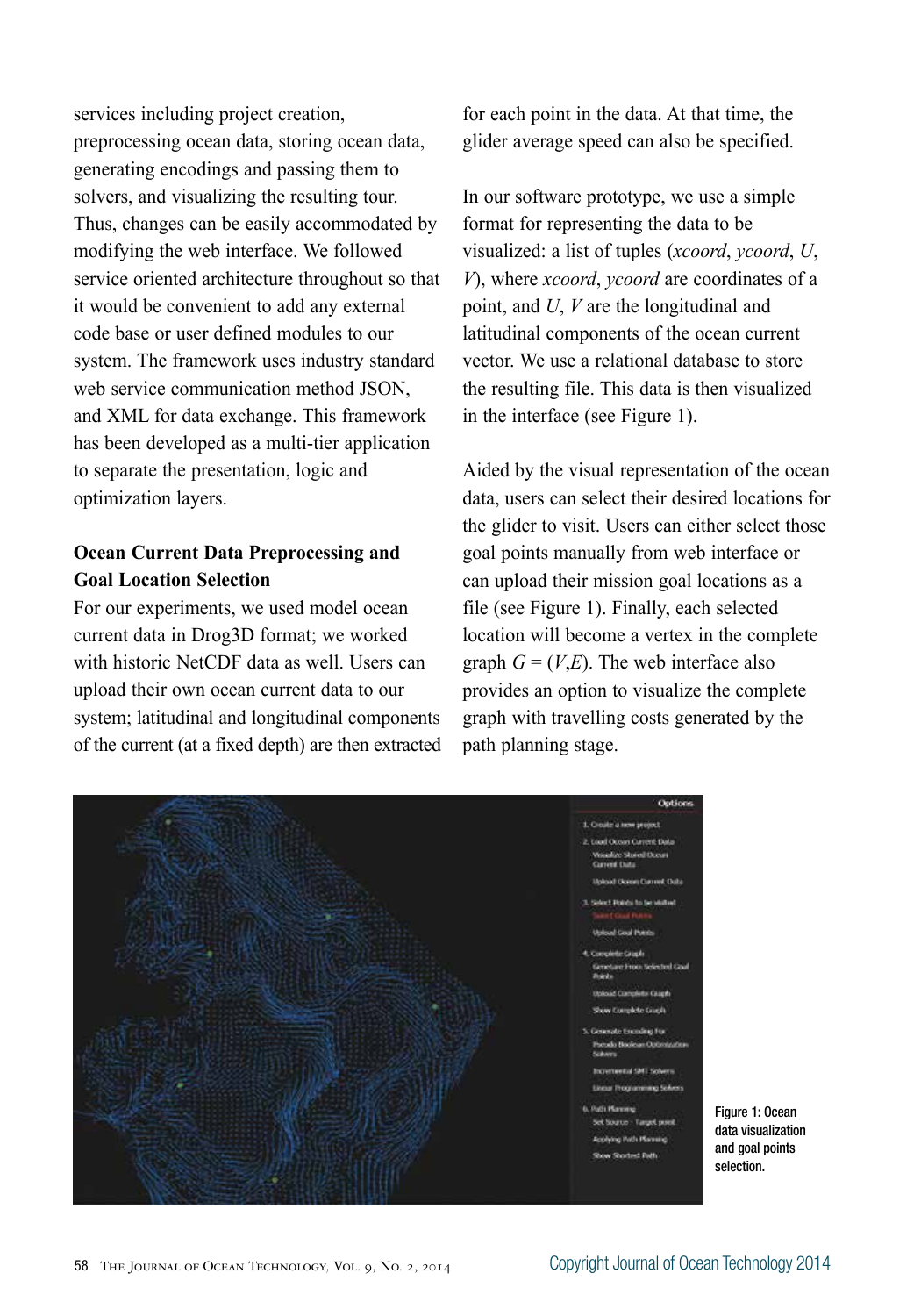services including project creation, preprocessing ocean data, storing ocean data, generating encodings and passing them to solvers, and visualizing the resulting tour. Thus, changes can be easily accommodated by modifying the web interface. We followed service oriented architecture throughout so that it would be convenient to add any external code base or user defined modules to our system. The framework uses industry standard web service communication method JSON, and XML for data exchange. This framework has been developed as a multi-tier application to separate the presentation, logic and optimization layers.

**Ocean Current Data Preprocessing and Goal Location Selection**

For our experiments, we used model ocean current data in Drog3D format; we worked with historic NetCDF data as well. Users can upload their own ocean current data to our system; latitudinal and longitudinal components of the current (at a fixed depth) are then extracted for each point in the data. At that time, the glider average speed can also be specified.

In our software prototype, we use a simple format for representing the data to be visualized: a list of tuples (*xcoord*, *ycoord*, *U*, *V*), where *xcoord*, *ycoord* are coordinates of a point, and *U*, *V* are the longitudinal and latitudinal components of the ocean current vector. We use a relational database to store the resulting file. This data is then visualized in the interface (see Figure 1).

Aided by the visual representation of the ocean data, users can select their desired locations for the glider to visit. Users can either select those goal points manually from web interface or can upload their mission goal locations as a file (see Figure 1). Finally, each selected location will become a vertex in the complete graph $G = (V,E)$. The web interface also provides an option to visualize the complete graph with travelling costs generated by the path planning stage.

Figure 1: Ocean data visualization and goal points selection.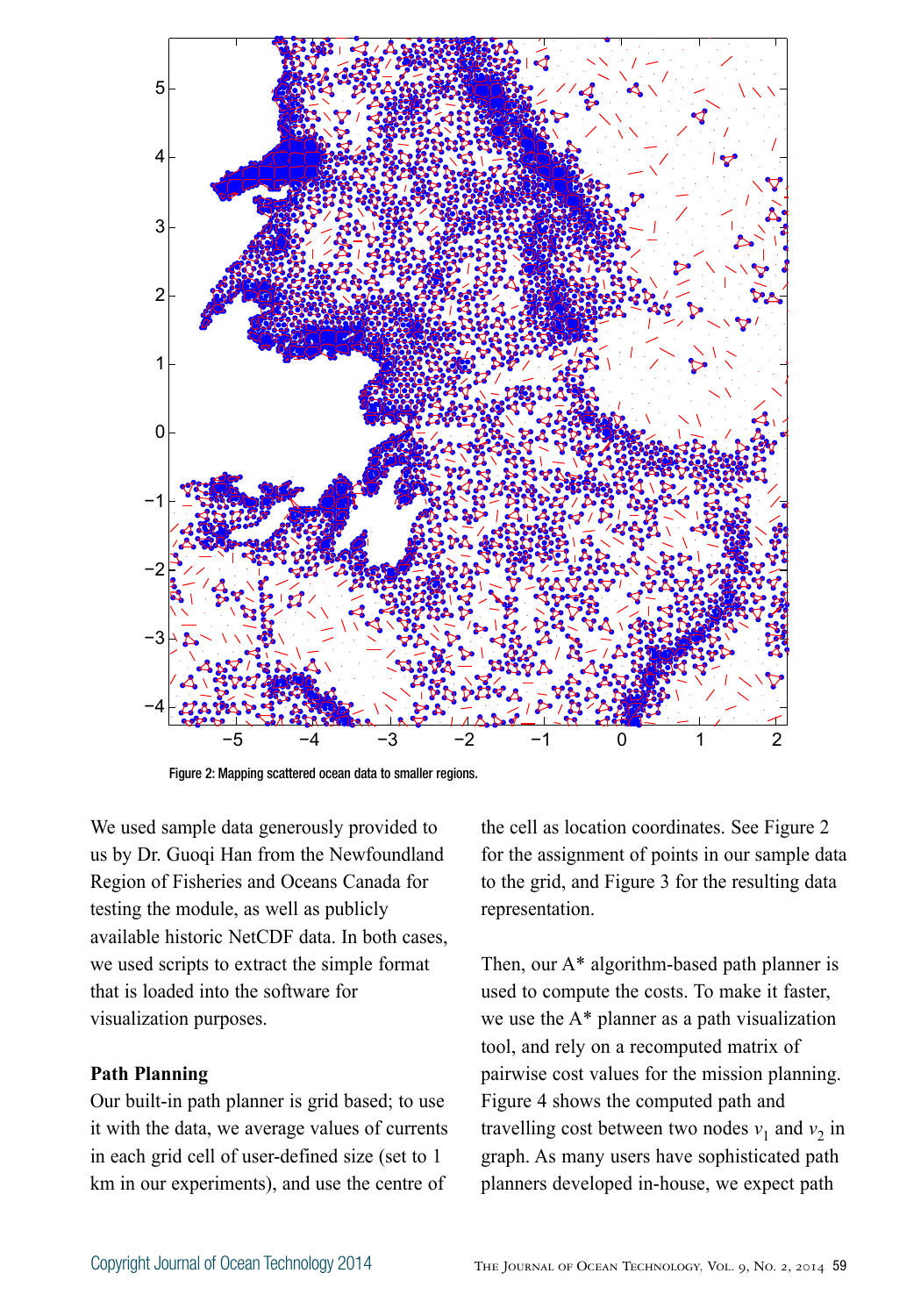Figure 2: Mapping scattered ocean data to smaller regions.

We used sample data generously provided to us by Dr. Guoqi Han from the Newfoundland Region of Fisheries and Oceans Canada for testing the module, as well as publicly available historic NetCDF data. In both cases, we used scripts to extract the simple format that is loaded into the software for visualization purposes.

**Path Planning**

Our built-in path planner is grid based; to use it with the data, we average values of currents in each grid cell of user-defined size (set to 1 km in our experiments), and use the centre of the cell as location coordinates. See Figure 2 for the assignment of points in our sample data to the grid, and Figure 3 for the resulting data representation.

Then, our A* algorithm-based path planner is used to compute the costs. To make it faster, we use the A* planner as a path visualization tool, and rely on a recomputed matrix of pairwise cost values for the mission planning. Figure 4 shows the computed path and travelling cost between two nodes $v_1$ and $v_2$ in graph. As many users have sophisticated path planners developed in-house, we expect path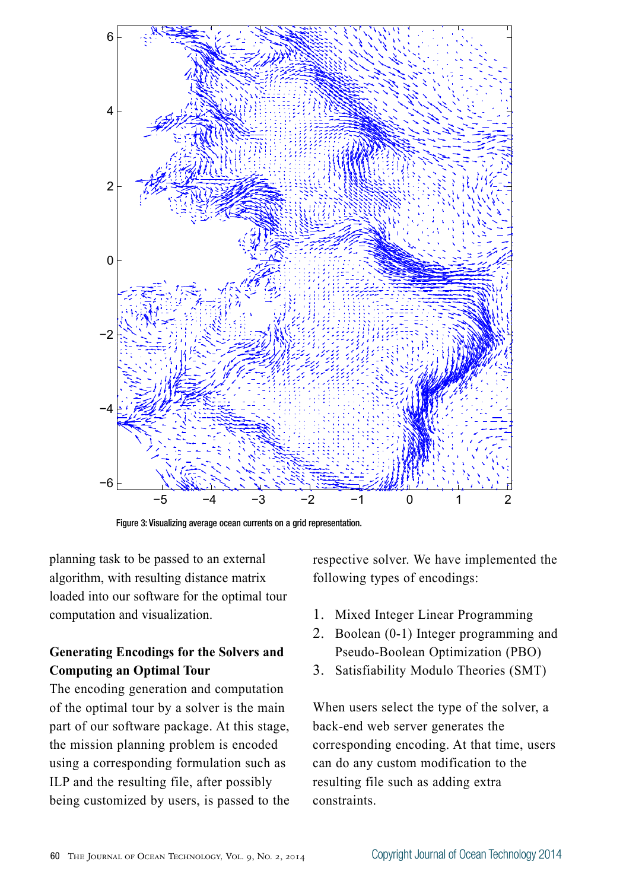Figure 3: Visualizing average ocean currents on a grid representation.

planning task to be passed to an external algorithm, with resulting distance matrix loaded into our software for the optimal tour computation and visualization.

**Generating Encodings for the Solvers and Computing an Optimal Tour**

The encoding generation and computation of the optimal tour by a solver is the main part of our software package. At this stage, the mission planning problem is encoded using a corresponding formulation such as ILP and the resulting file, after possibly being customized by users, is passed to the respective solver. We have implemented the following types of encodings:

1. Mixed Integer Linear Programming
2. Boolean (0-1) Integer programming and Pseudo-Boolean Optimization (PBO)
3. Satisfiability Modulo Theories (SMT)

When users select the type of the solver, a back-end web server generates the corresponding encoding. At that time, users can do any custom modification to the resulting file such as adding extra constraints.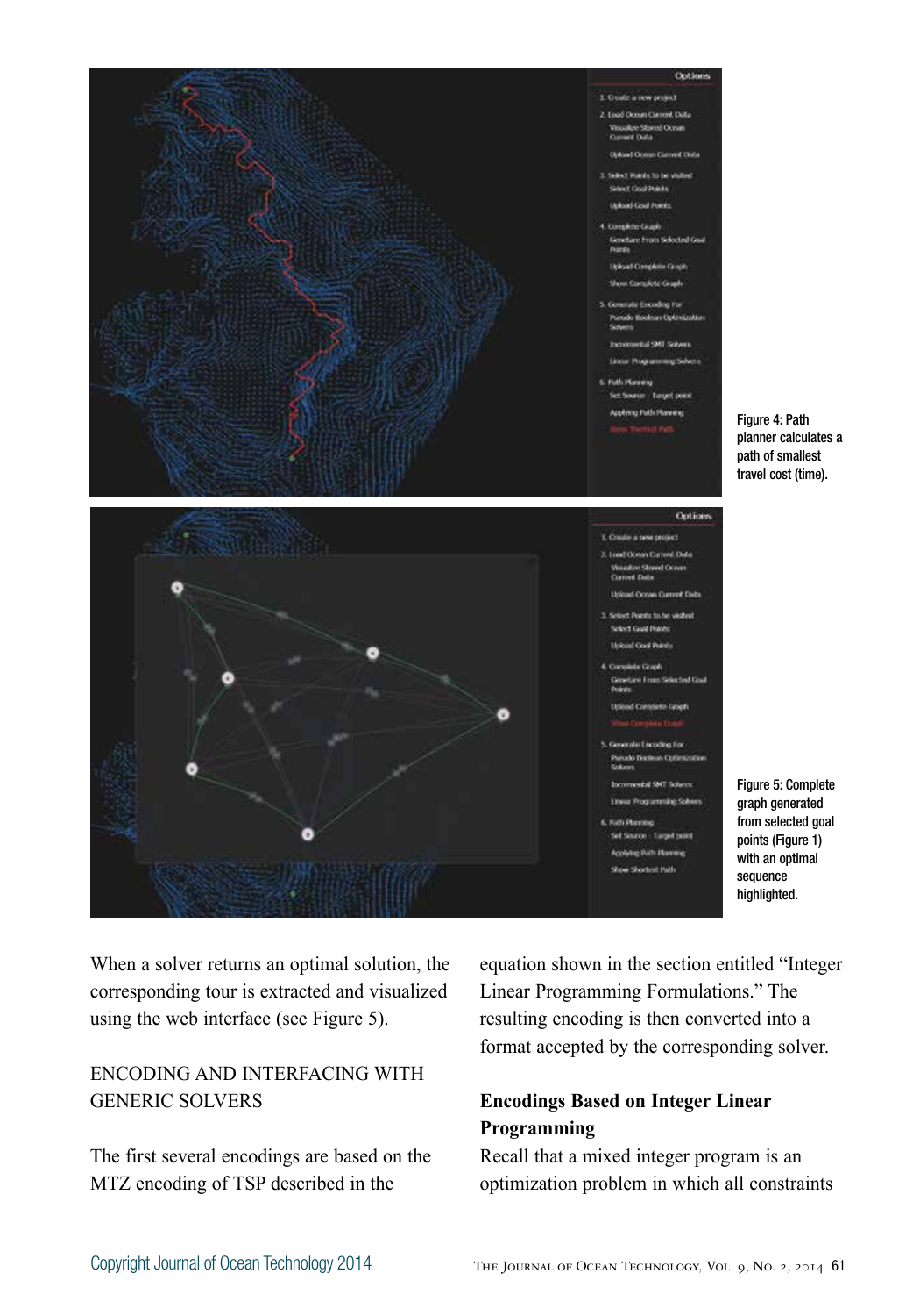Figure 4: Path planner calculates a path of smallest travel cost (time).

Figure 5: Complete graph generated from selected goal points (Figure 1) with an optimal sequence highlighted.

When a solver returns an optimal solution, the corresponding tour is extracted and visualized using the web interface (see Figure 5).

## ENCODING AND INTERFACING WITH GENERIC SOLVERS

The first several encodings are based on the MTZ encoding of TSP described in the equation shown in the section entitled "Integer Linear Programming Formulations." The resulting encoding is then converted into a format accepted by the corresponding solver.

### Encodings Based on Integer Linear Programming

Recall that a mixed integer program is an optimization problem in which all constraints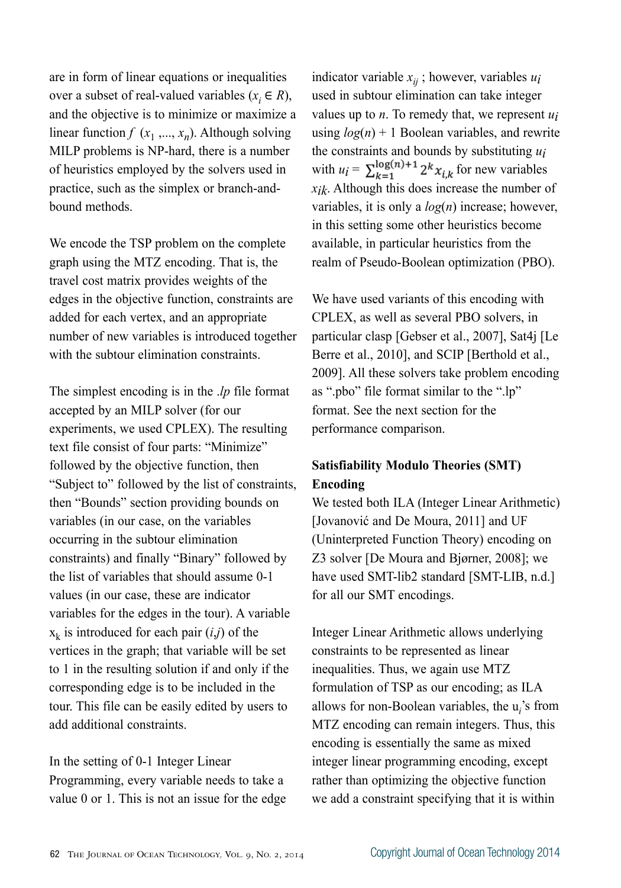are in form of linear equations or inequalities over a subset of real-valued variables ($x_i \in R$), and the objective is to minimize or maximize a linear function $f(x_1, ..., x_n)$. Although solving MILP problems is NP-hard, there is a number of heuristics employed by the solvers used in practice, such as the simplex or branch-and-bound methods.

We encode the TSP problem on the complete graph using the MTZ encoding. That is, the travel cost matrix provides weights of the edges in the objective function, constraints are added for each vertex, and an appropriate number of new variables is introduced together with the subtour elimination constraints.

The simplest encoding is in the *.lp* file format accepted by an MILP solver (for our experiments, we used CPLEX). The resulting text file consist of four parts: "Minimize" followed by the objective function, then "Subject to" followed by the list of constraints, then "Bounds" section providing bounds on variables (in our case, on the variables occurring in the subtour elimination constraints) and finally "Binary" followed by the list of variables that should assume 0-1 values (in our case, these are indicator variables for the edges in the tour). A variable $x_k$ is introduced for each pair $(i,j)$ of the vertices in the graph; that variable will be set to 1 in the resulting solution if and only if the corresponding edge is to be included in the tour. This file can be easily edited by users to add additional constraints.

In the setting of 0-1 Integer Linear Programming, every variable needs to take a value 0 or 1. This is not an issue for the edge indicator variable $x_{ij}$; however, variables $u_i$ used in subtour elimination can take integer values up to $n$. To remedy that, we represent $u_i$ using $log(n) + 1$ Boolean variables, and rewrite the constraints and bounds by substituting $u_i$ with $u_i = \sum_{k=1}^{\log(n)+1} 2^k x_{i,k}$ for new variables $x_{ik}$. Although this does increase the number of variables, it is only a $log(n)$ increase; however, in this setting some other heuristics become available, in particular heuristics from the realm of Pseudo-Boolean optimization (PBO).

We have used variants of this encoding with CPLEX, as well as several PBO solvers, in particular clasp [Gebser et al., 2007], Sat4j [Le Berre et al., 2010], and SCIP [Berthold et al., 2009]. All these solvers take problem encoding as ".pbo" file format similar to the ".lp" format. See the next section for the performance comparison.

**Satisfiability Modulo Theories (SMT) Encoding**

We tested both ILA (Integer Linear Arithmetic) [Jovanović and De Moura, 2011] and UF (Uninterpreted Function Theory) encoding on Z3 solver [De Moura and Bjørner, 2008]; we have used SMT-lib2 standard [SMT-LIB, n.d.] for all our SMT encodings.

Integer Linear Arithmetic allows underlying constraints to be represented as linear inequalities. Thus, we again use MTZ formulation of TSP as our encoding; as ILA allows for non-Boolean variables, the $u_i$'s from MTZ encoding can remain integers. Thus, this encoding is essentially the same as mixed integer linear programming encoding, except rather than optimizing the objective function we add a constraint specifying that it is within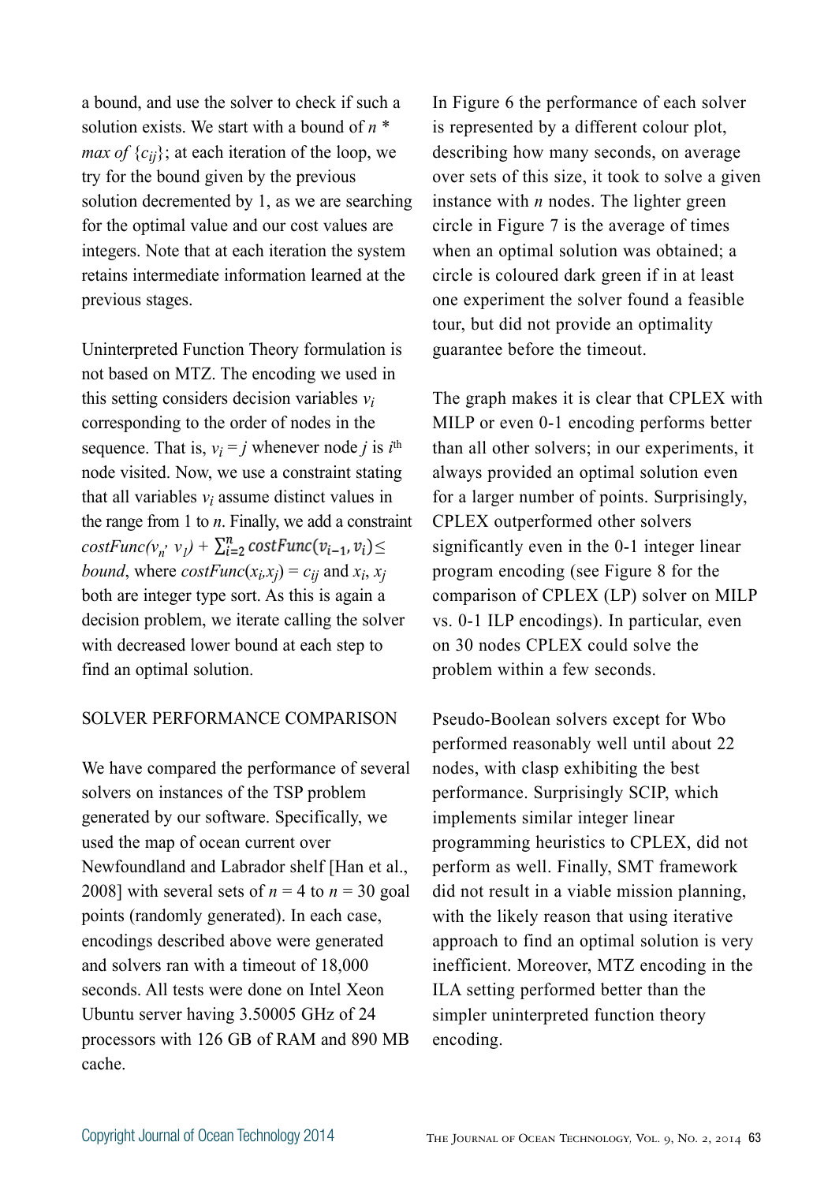a bound, and use the solver to check if such a solution exists. We start with a bound of $n$ * *max of* $\{c_{ij}\}$; at each iteration of the loop, we try for the bound given by the previous solution decremented by 1, as we are searching for the optimal value and our cost values are integers. Note that at each iteration the system retains intermediate information learned at the previous stages.

Uninterpreted Function Theory formulation is not based on MTZ. The encoding we used in this setting considers decision variables $v_i$ corresponding to the order of nodes in the sequence. That is, $v_i = j$ whenever node $j$ is $i^{th}$ node visited. Now, we use a constraint stating that all variables $v_i$ assume distinct values in the range from 1 to $n$. Finally, we add a constraint $costFunc(v_n, v_1) + \sum_{i=2}^{n} costFunc(v_{i-1}, v_i) \leq bound$, where $costFunc(x_i, x_j) = c_{ij}$ and $x_i$, $x_j$ both are integer type sort. As this is again a decision problem, we iterate calling the solver with decreased lower bound at each step to find an optimal solution.

## SOLVER PERFORMANCE COMPARISON

We have compared the performance of several solvers on instances of the TSP problem generated by our software. Specifically, we used the map of ocean current over Newfoundland and Labrador shelf [Han et al., 2008] with several sets of $n = 4$ to $n = 30$ goal points (randomly generated). In each case, encodings described above were generated and solvers ran with a timeout of 18,000 seconds. All tests were done on Intel Xeon Ubuntu server having 3.50005 GHz of 24 processors with 126 GB of RAM and 890 MB cache.

In Figure 6 the performance of each solver is represented by a different colour plot, describing how many seconds, on average over sets of this size, it took to solve a given instance with $n$ nodes. The lighter green circle in Figure 7 is the average of times when an optimal solution was obtained; a circle is coloured dark green if in at least one experiment the solver found a feasible tour, but did not provide an optimality guarantee before the timeout.

The graph makes it is clear that CPLEX with MILP or even 0-1 encoding performs better than all other solvers; in our experiments, it always provided an optimal solution even for a larger number of points. Surprisingly, CPLEX outperformed other solvers significantly even in the 0-1 integer linear program encoding (see Figure 8 for the comparison of CPLEX (LP) solver on MILP vs. 0-1 ILP encodings). In particular, even on 30 nodes CPLEX could solve the problem within a few seconds.

Pseudo-Boolean solvers except for Wbo performed reasonably well until about 22 nodes, with clasp exhibiting the best performance. Surprisingly SCIP, which implements similar integer linear programming heuristics to CPLEX, did not perform as well. Finally, SMT framework did not result in a viable mission planning, with the likely reason that using iterative approach to find an optimal solution is very inefficient. Moreover, MTZ encoding in the ILA setting performed better than the simpler uninterpreted function theory encoding.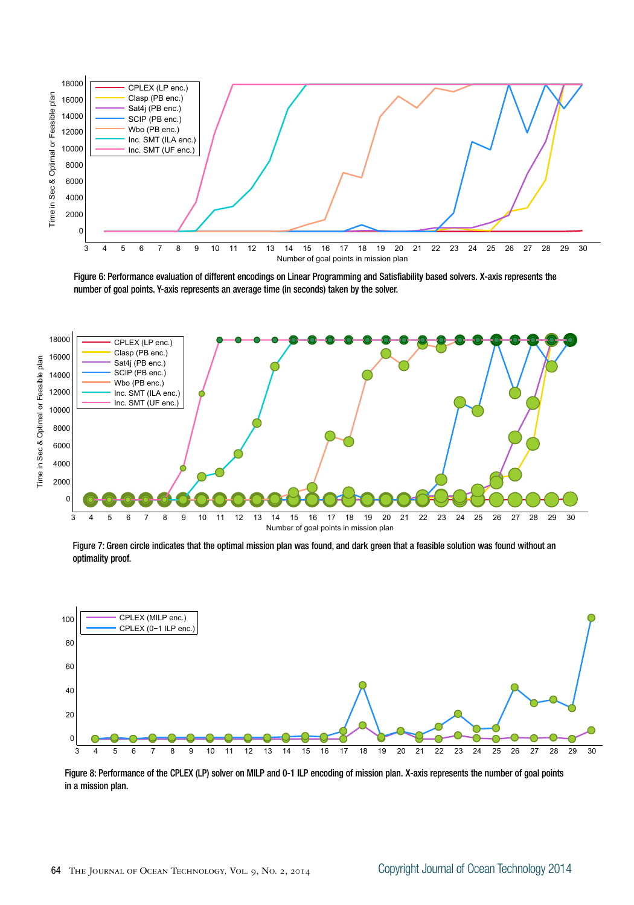Figure 6: Performance evaluation of different encodings on Linear Programming and Satisfiability based solvers. X-axis represents the number of goal points. Y-axis represents an average time (in seconds) taken by the solver.

Figure 7: Green circle indicates that the optimal mission plan was found, and dark green that a feasible solution was found without an optimality proof.

Figure 8: Performance of the CPLEX (LP) solver on MILP and 0-1 ILP encoding of mission plan. X-axis represents the number of goal points in a mission plan.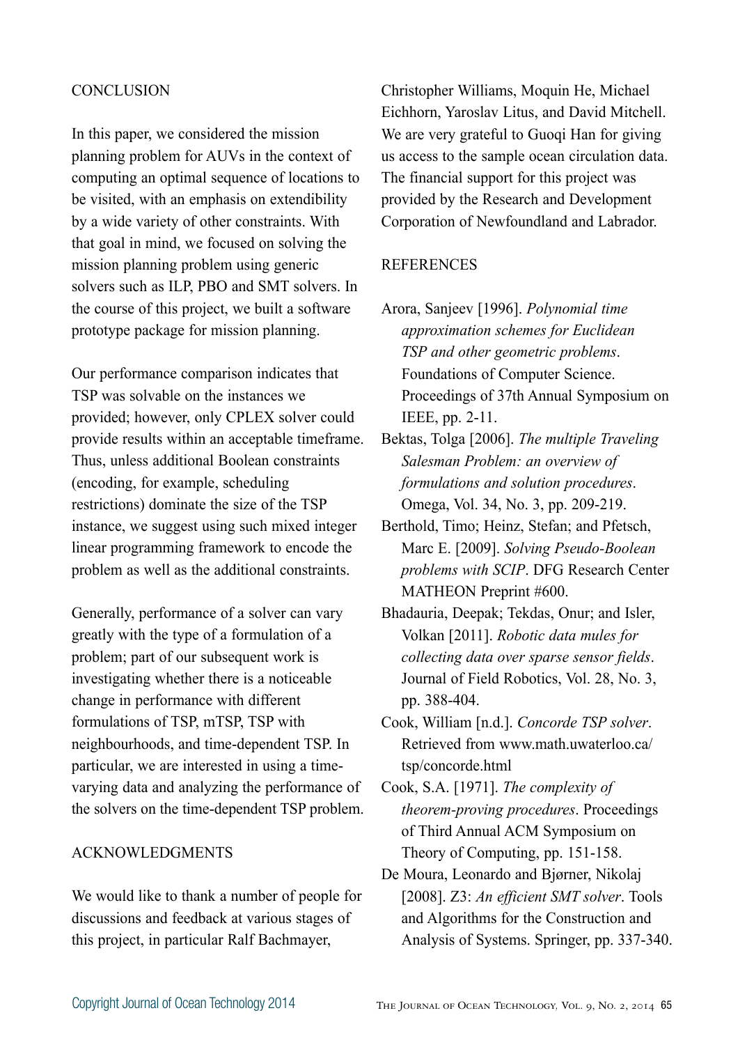## CONCLUSION

In this paper, we considered the mission planning problem for AUVs in the context of computing an optimal sequence of locations to be visited, with an emphasis on extendibility by a wide variety of other constraints. With that goal in mind, we focused on solving the mission planning problem using generic solvers such as ILP, PBO and SMT solvers. In the course of this project, we built a software prototype package for mission planning.

Our performance comparison indicates that TSP was solvable on the instances we provided; however, only CPLEX solver could provide results within an acceptable timeframe. Thus, unless additional Boolean constraints (encoding, for example, scheduling restrictions) dominate the size of the TSP instance, we suggest using such mixed integer linear programming framework to encode the problem as well as the additional constraints.

Generally, performance of a solver can vary greatly with the type of a formulation of a problem; part of our subsequent work is investigating whether there is a noticeable change in performance with different formulations of TSP, mTSP, TSP with neighbourhoods, and time-dependent TSP. In particular, we are interested in using a time-varying data and analyzing the performance of the solvers on the time-dependent TSP problem.

## ACKNOWLEDGMENTS

We would like to thank a number of people for discussions and feedback at various stages of this project, in particular Ralf Bachmayer, Christopher Williams, Moquin He, Michael Eichhorn, Yaroslav Litus, and David Mitchell. We are very grateful to Guoqi Han for giving us access to the sample ocean circulation data. The financial support for this project was provided by the Research and Development Corporation of Newfoundland and Labrador.

## REFERENCES

Arora, Sanjeev [1996]. *Polynomial time approximation schemes for Euclidean TSP and other geometric problems*. Foundations of Computer Science. Proceedings of 37th Annual Symposium on IEEE, pp. 2-11.

Bektas, Tolga [2006]. *The multiple Traveling Salesman Problem: an overview of formulations and solution procedures*. Omega, Vol. 34, No. 3, pp. 209-219.

Berthold, Timo; Heinz, Stefan; and Pfetsch, Marc E. [2009]. *Solving Pseudo-Boolean problems with SCIP*. DFG Research Center MATHEON Preprint #600.

Bhadauria, Deepak; Tekdas, Onur; and Isler, Volkan [2011]. *Robotic data mules for collecting data over sparse sensor fields*. Journal of Field Robotics, Vol. 28, No. 3, pp. 388-404.

Cook, William [n.d.]. *Concorde TSP solver*. Retrieved from www.math.uwaterloo.ca/tsp/concorde.html

Cook, S.A. [1971]. *The complexity of theorem-proving procedures*. Proceedings of Third Annual ACM Symposium on Theory of Computing, pp. 151-158.

De Moura, Leonardo and Bjørner, Nikolaj [2008]. Z3: *An efficient SMT solver*. Tools and Algorithms for the Construction and Analysis of Systems. Springer, pp. 337-340.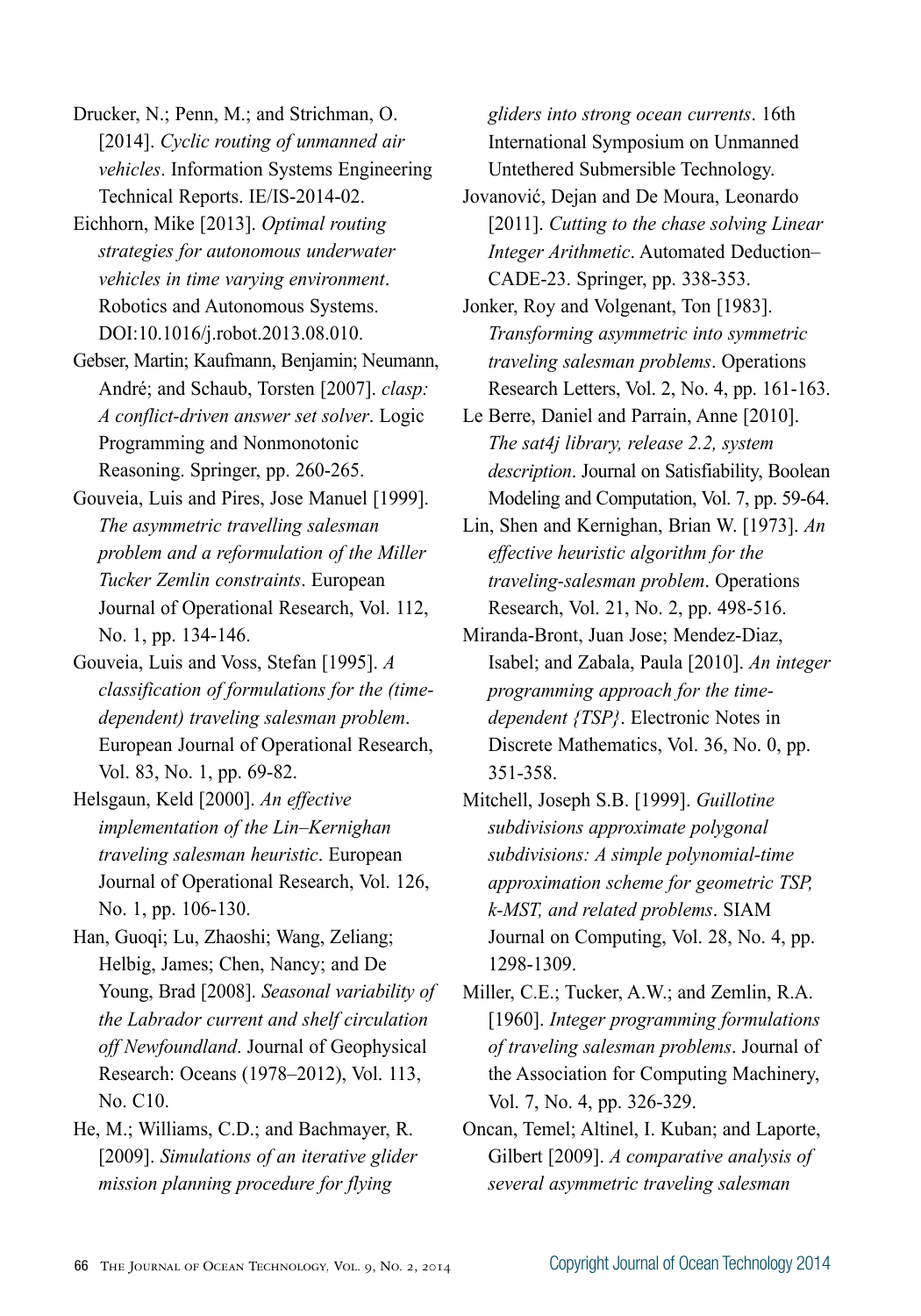Drucker, N.; Penn, M.; and Strichman, O. [2014]. *Cyclic routing of unmanned air vehicles*. Information Systems Engineering Technical Reports. IE/IS-2014-02.

Eichhorn, Mike [2013]. *Optimal routing strategies for autonomous underwater vehicles in time varying environment*. Robotics and Autonomous Systems. DOI:10.1016/j.robot.2013.08.010.

Gebser, Martin; Kaufmann, Benjamin; Neumann, André; and Schaub, Torsten [2007]. *clasp: A conflict-driven answer set solver*. Logic Programming and Nonmonotonic Reasoning. Springer, pp. 260-265.

Gouveia, Luis and Pires, Jose Manuel [1999]. *The asymmetric travelling salesman problem and a reformulation of the Miller Tucker Zemlin constraints*. European Journal of Operational Research, Vol. 112, No. 1, pp. 134-146.

Gouveia, Luis and Voss, Stefan [1995]. *A classification of formulations for the (time-dependent) traveling salesman problem*. European Journal of Operational Research, Vol. 83, No. 1, pp. 69-82.

Helsgaun, Keld [2000]. *An effective implementation of the Lin–Kernighan traveling salesman heuristic*. European Journal of Operational Research, Vol. 126, No. 1, pp. 106-130.

Han, Guoqi; Lu, Zhaoshi; Wang, Zeliang; Helbig, James; Chen, Nancy; and De Young, Brad [2008]. *Seasonal variability of the Labrador current and shelf circulation off Newfoundland*. Journal of Geophysical Research: Oceans (1978–2012), Vol. 113, No. C10.

He, M.; Williams, C.D.; and Bachmayer, R. [2009]. *Simulations of an iterative glider mission planning procedure for flying gliders into strong ocean currents*. 16th International Symposium on Unmanned Untethered Submersible Technology.

Jovanović, Dejan and De Moura, Leonardo [2011]. *Cutting to the chase solving Linear Integer Arithmetic*. Automated Deduction–CADE-23. Springer, pp. 338-353.

Jonker, Roy and Volgenant, Ton [1983]. *Transforming asymmetric into symmetric traveling salesman problems*. Operations Research Letters, Vol. 2, No. 4, pp. 161-163.

Le Berre, Daniel and Parrain, Anne [2010]. *The sat4j library, release 2.2, system description*. Journal on Satisfiability, Boolean Modeling and Computation, Vol. 7, pp. 59-64.

Lin, Shen and Kernighan, Brian W. [1973]. *An effective heuristic algorithm for the traveling-salesman problem*. Operations Research, Vol. 21, No. 2, pp. 498-516.

Miranda-Bront, Juan Jose; Mendez-Diaz, Isabel; and Zabala, Paula [2010]. *An integer programming approach for the time-dependent {TSP}*. Electronic Notes in Discrete Mathematics, Vol. 36, No. 0, pp. 351-358.

Mitchell, Joseph S.B. [1999]. *Guillotine subdivisions approximate polygonal subdivisions: A simple polynomial-time approximation scheme for geometric TSP, k-MST, and related problems*. SIAM Journal on Computing, Vol. 28, No. 4, pp. 1298-1309.

Miller, C.E.; Tucker, A.W.; and Zemlin, R.A. [1960]. *Integer programming formulations of traveling salesman problems*. Journal of the Association for Computing Machinery, Vol. 7, No. 4, pp. 326-329.

Oncan, Temel; Altinel, I. Kuban; and Laporte, Gilbert [2009]. *A comparative analysis of several asymmetric traveling salesman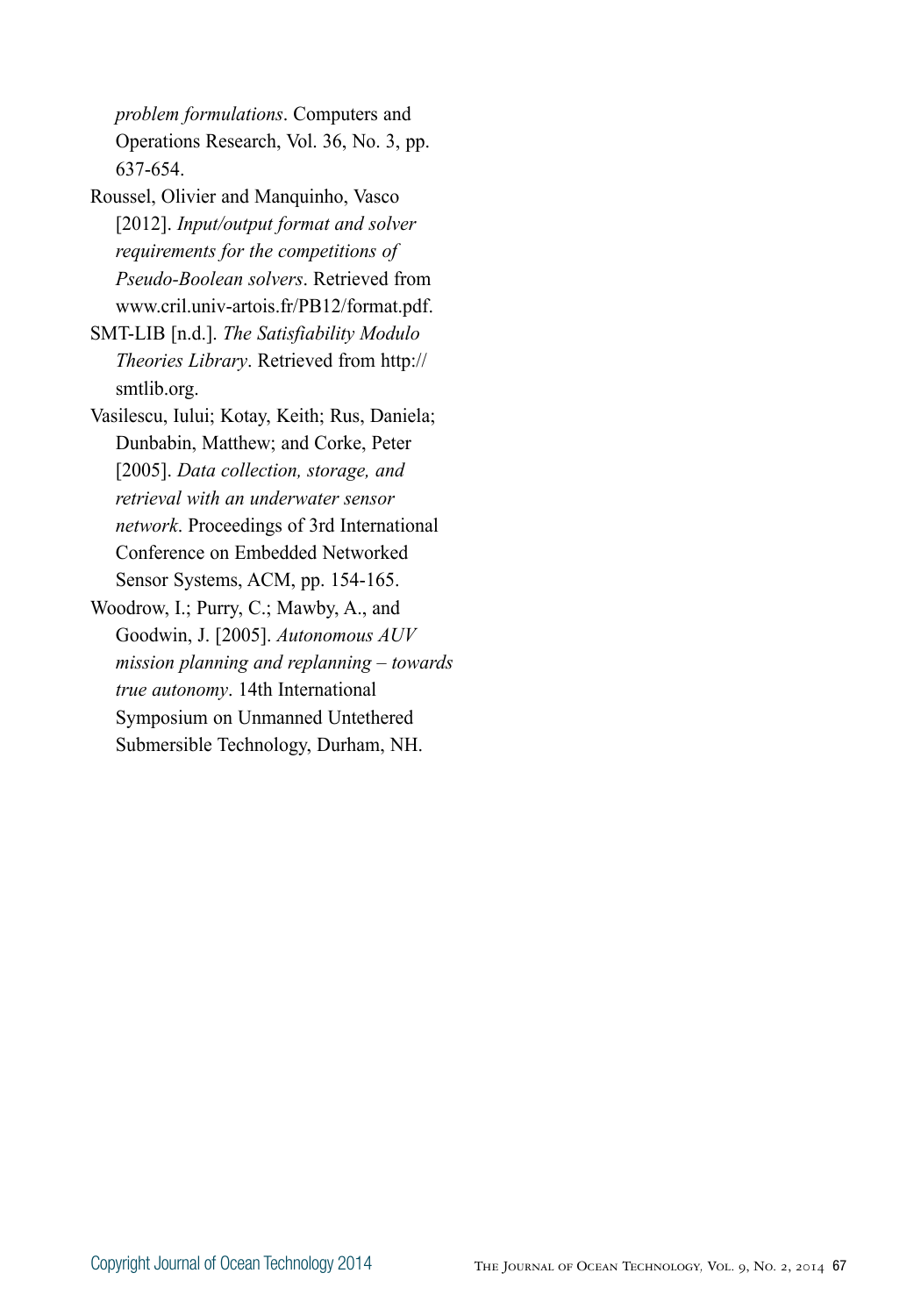*problem formulations*. Computers and Operations Research, Vol. 36, No. 3, pp. 637-654.

Roussel, Olivier and Manquinho, Vasco [2012]. *Input/output format and solver requirements for the competitions of Pseudo-Boolean solvers*. Retrieved from www.cril.univ-artois.fr/PB12/format.pdf.

SMT-LIB [n.d.]. *The Satisfiability Modulo Theories Library*. Retrieved from http://smtlib.org.

Vasilescu, Iului; Kotay, Keith; Rus, Daniela; Dunbabin, Matthew; and Corke, Peter [2005]. *Data collection, storage, and retrieval with an underwater sensor network*. Proceedings of 3rd International Conference on Embedded Networked Sensor Systems, ACM, pp. 154-165.

Woodrow, I.; Purry, C.; Mawby, A., and Goodwin, J. [2005]. *Autonomous AUV mission planning and replanning – towards true autonomy*. 14th International Symposium on Unmanned Untethered Submersible Technology, Durham, NH.